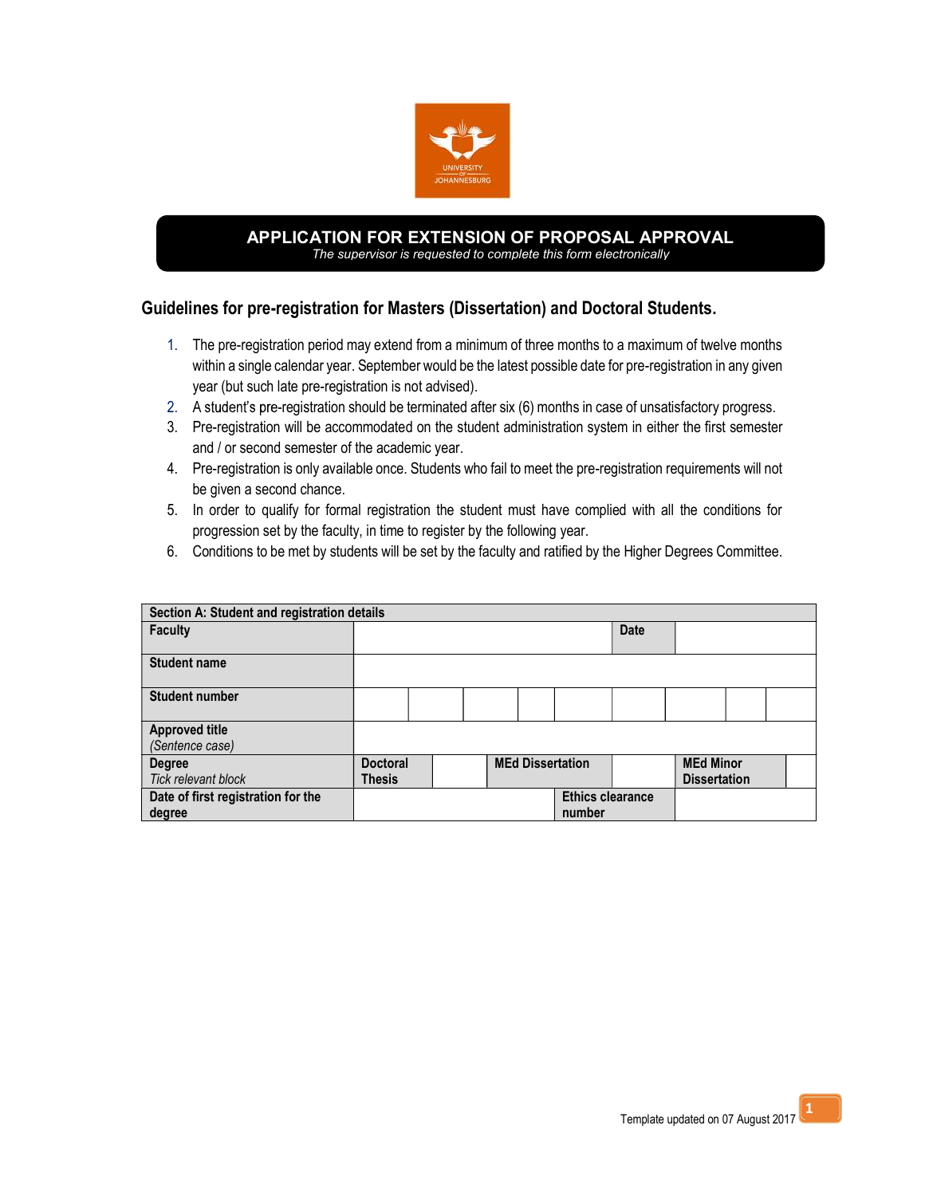# APPLICATION FOR EXTENSION OF PROPOSAL APPROVAL

*The supervisor is requested to complete this form electronically*

## Guidelines for pre-registration for Masters (Dissertation) and Doctoral Students.

1. The pre-registration period may extend from a minimum of three months to a maximum of twelve months within a single calendar year. September would be the latest possible date for pre-registration in any given year (but such late pre-registration is not advised).
2. A student's pre-registration should be terminated after six (6) months in case of unsatisfactory progress.
3. Pre-registration will be accommodated on the student administration system in either the first semester and / or second semester of the academic year.
4. Pre-registration is only available once. Students who fail to meet the pre-registration requirements will not be given a second chance.
5. In order to qualify for formal registration the student must have complied with all the conditions for progression set by the faculty, in time to register by the following year.
6. Conditions to be met by students will be set by the faculty and ratified by the Higher Degrees Committee.

| **Section A: Student and registration details** | | | | | | | | | |
|---|---|---|---|---|---|---|---|---|---|
| **Faculty** | | | | | **Date** | | | | |
| **Student name** | | | | | | | | | |
| **Student number** | | | | | | | | | |
| **Approved title** *(Sentence case)* | | | | | | | | | |
| **Degree** *Tick relevant block* | **Doctoral Thesis** | | **MEd Dissertation** | | | **MEd Minor Dissertation** | | | |
| **Date of first registration for the degree** | | | | **Ethics clearance number** | | | | | |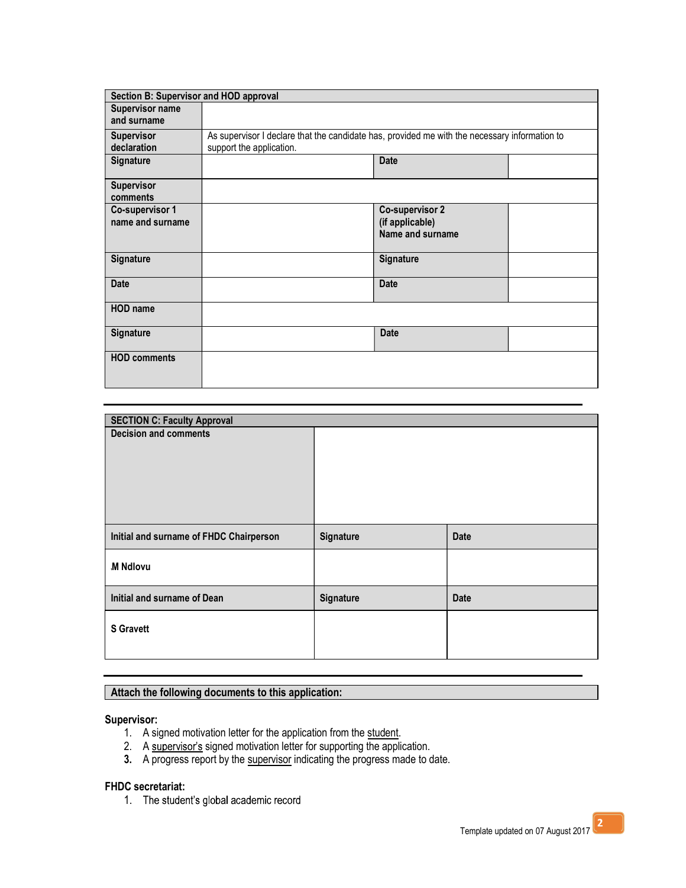| Section B: Supervisor and HOD approval | | | |
|---|---|---|---|
| **Supervisor name and surname** | | | |
| **Supervisor declaration** | As supervisor I declare that the candidate has, provided me with the necessary information to support the application. | | |
| **Signature** | | **Date** | |
| **Supervisor comments** | | | |
| **Co-supervisor 1 name and surname** | | **Co-supervisor 2 (if applicable) Name and surname** | |
| **Signature** | | **Signature** | |
| **Date** | | **Date** | |
| **HOD name** | | | |
| **Signature** | | **Date** | |
| **HOD comments** | | | |

| SECTION C: Faculty Approval | | |
|---|---|---|
| **Decision and comments** | | |
| **Initial and surname of FHDC Chairperson** | **Signature** | **Date** |
| .M Ndlovu | | |
| **Initial and surname of Dean** | **Signature** | **Date** |
| S Gravett | | |

**Attach the following documents to this application:**

**Supervisor:**

1. A signed motivation letter for the application from the student.
2. A supervisor's signed motivation letter for supporting the application.
3. A progress report by the supervisor indicating the progress made to date.

**FHDC secretariat:**

1. The student's global academic record

Template updated on 07 August 2017